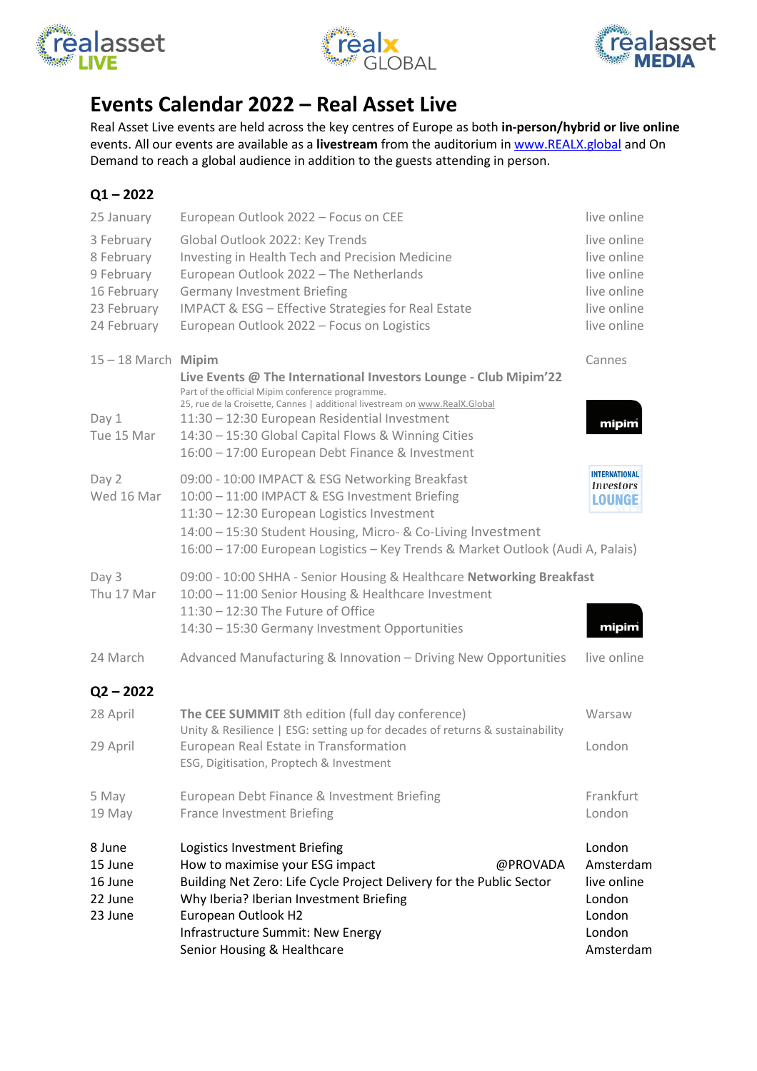# Events Calendar 2022 – Real Asset Live

Real Asset Live events are held across the key centres of Europe as both **in-person/hybrid or live online** events. All our events are available as a **livestream** from the auditorium in www.REALX.global and On Demand to reach a global audience in addition to the guests attending in person.

## Q1 – 2022

| Date | Event | Location |
|---|---|---|
| 25 January | European Outlook 2022 – Focus on CEE | live online |
| 3 February | Global Outlook 2022: Key Trends | live online |
| 8 February | Investing in Health Tech and Precision Medicine | live online |
| 9 February | European Outlook 2022 – The Netherlands | live online |
| 16 February | Germany Investment Briefing | live online |
| 23 February | IMPACT & ESG – Effective Strategies for Real Estate | live online |
| 24 February | European Outlook 2022 – Focus on Logistics | live online |

**15 – 18 March — Mipim** — Cannes

**Live Events @ The International Investors Lounge - Club Mipim'22**

Part of the official Mipim conference programme.
25, rue de la Croisette, Cannes | additional livestream on www.RealX.Global

**Day 1 – Tue 15 Mar**
- 11:30 – 12:30 European Residential Investment
- 14:30 – 15:30 Global Capital Flows & Winning Cities
- 16:00 – 17:00 European Debt Finance & Investment

**Day 2 – Wed 16 Mar**
- 09:00 - 10:00 IMPACT & ESG Networking Breakfast
- 10:00 – 11:00 IMPACT & ESG Investment Briefing
- 11:30 – 12:30 European Logistics Investment
- 14:00 – 15:30 Student Housing, Micro- & Co-Living Investment
- 16:00 – 17:00 European Logistics – Key Trends & Market Outlook (Audi A, Palais)

**Day 3 – Thu 17 Mar**
- 09:00 - 10:00 SHHA - Senior Housing & Healthcare **Networking Breakfast**
- 10:00 – 11:00 Senior Housing & Healthcare Investment
- 11:30 – 12:30 The Future of Office
- 14:30 – 15:30 Germany Investment Opportunities

| Date | Event | Location |
|---|---|---|
| 24 March | Advanced Manufacturing & Innovation – Driving New Opportunities | live online |

## Q2 – 2022

| Date | Event | Location |
|---|---|---|
| 28 April | **The CEE SUMMIT** 8th edition (full day conference)<br>Unity & Resilience \| ESG: setting up for decades of returns & sustainability | Warsaw |
| 29 April | European Real Estate in Transformation<br>ESG, Digitisation, Proptech & Investment | London |
| 5 May | European Debt Finance & Investment Briefing | Frankfurt |
| 19 May | France Investment Briefing | London |
| 8 June | Logistics Investment Briefing | London |
| 15 June | How to maximise your ESG impact @PROVADA | Amsterdam |
| 16 June | Building Net Zero: Life Cycle Project Delivery for the Public Sector | live online |
| 22 June | Why Iberia? Iberian Investment Briefing | London |
| 23 June | European Outlook H2 | London |
| | Infrastructure Summit: New Energy | London |
| | Senior Housing & Healthcare | Amsterdam |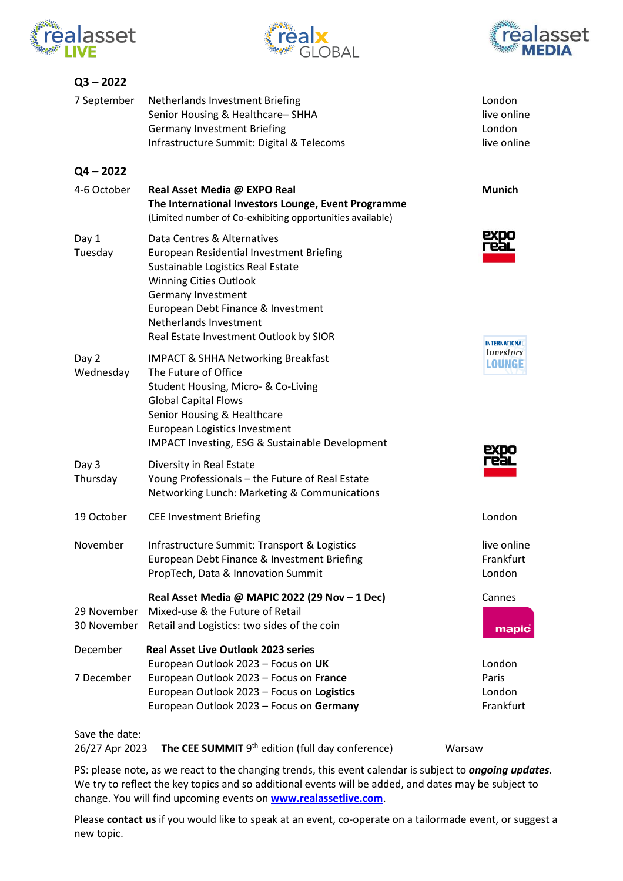## Q3 – 2022

| | | |
|---|---|---|
| 7 September | Netherlands Investment Briefing | London |
| | Senior Housing & Healthcare– SHHA | live online |
| | Germany Investment Briefing | London |
| | Infrastructure Summit: Digital & Telecoms | live online |

## Q4 – 2022

| | | |
|---|---|---|
| 4-6 October | **Real Asset Media @ EXPO Real**<br>**The International Investors Lounge, Event Programme**<br>(Limited number of Co-exhibiting opportunities available) | **Munich** |
| Day 1 Tuesday | Data Centres & Alternatives | |
| | European Residential Investment Briefing | |
| | Sustainable Logistics Real Estate | |
| | Winning Cities Outlook | |
| | Germany Investment | |
| | European Debt Finance & Investment | |
| | Netherlands Investment | |
| | Real Estate Investment Outlook by SIOR | |
| Day 2 Wednesday | IMPACT & SHHA Networking Breakfast | |
| | The Future of Office | |
| | Student Housing, Micro- & Co-Living | |
| | Global Capital Flows | |
| | Senior Housing & Healthcare | |
| | European Logistics Investment | |
| | IMPACT Investing, ESG & Sustainable Development | |
| Day 3 Thursday | Diversity in Real Estate | |
| | Young Professionals – the Future of Real Estate | |
| | Networking Lunch: Marketing & Communications | |
| 19 October | CEE Investment Briefing | London |
| November | Infrastructure Summit: Transport & Logistics | live online |
| | European Debt Finance & Investment Briefing | Frankfurt |
| | PropTech, Data & Innovation Summit | London |
| | **Real Asset Media @ MAPIC 2022 (29 Nov – 1 Dec)** | Cannes |
| 29 November | Mixed-use & the Future of Retail | |
| 30 November | Retail and Logistics: two sides of the coin | |
| December | **Real Asset Live Outlook 2023 series** | |
| | European Outlook 2023 – Focus on **UK** | London |
| 7 December | European Outlook 2023 – Focus on **France** | Paris |
| | European Outlook 2023 – Focus on **Logistics** | London |
| | European Outlook 2023 – Focus on **Germany** | Frankfurt |

Save the date:
26/27 Apr 2023 **The CEE SUMMIT** 9th edition (full day conference) Warsaw

PS: please note, as we react to the changing trends, this event calendar is subject to ***ongoing updates***. We try to reflect the key topics and so additional events will be added, and dates may be subject to change. You will find upcoming events on **www.realassetlive.com**.

Please **contact us** if you would like to speak at an event, co-operate on a tailormade event, or suggest a new topic.